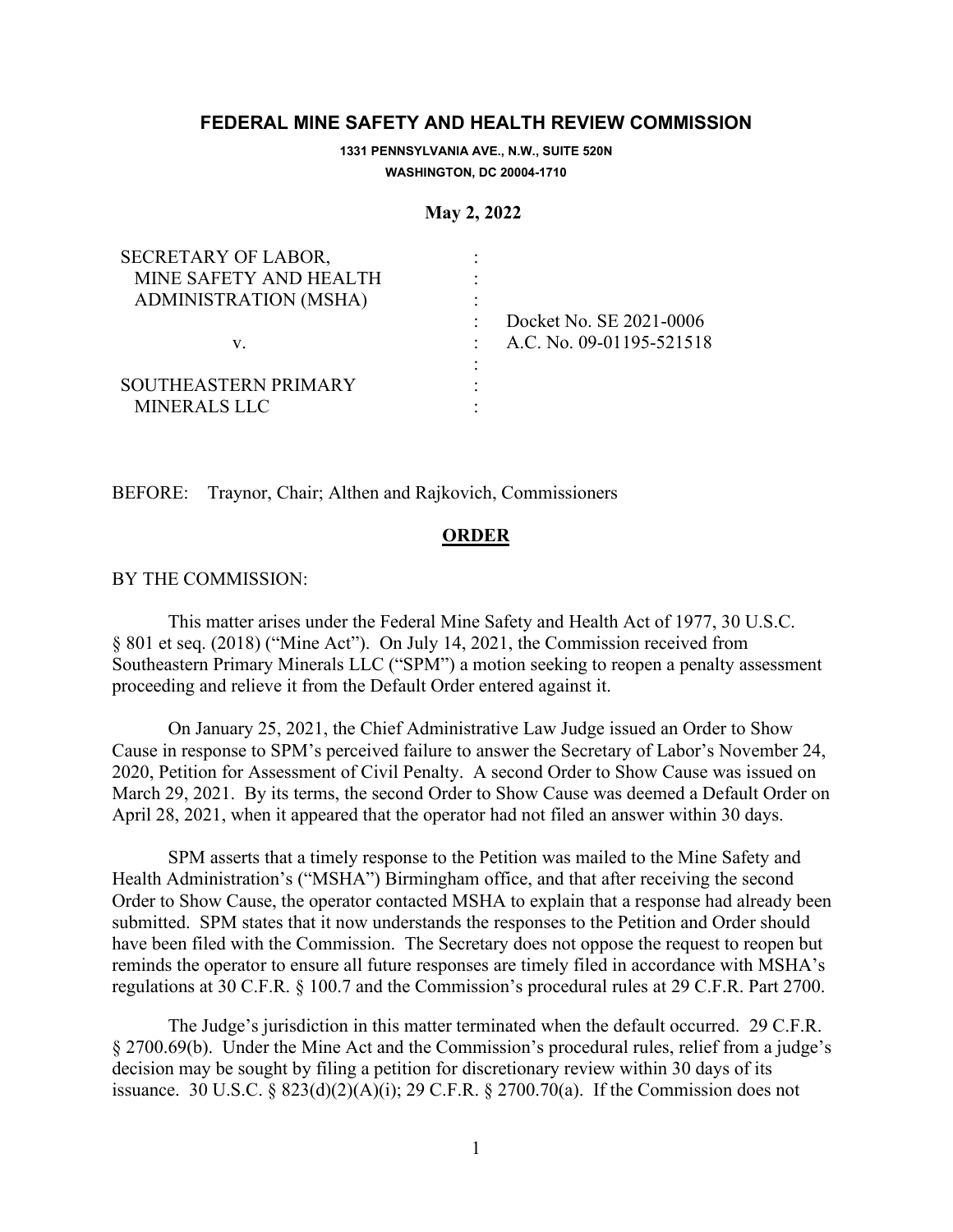**FEDERAL MINE SAFETY AND HEALTH REVIEW COMMISSION**

**1331 PENNSYLVANIA AVE., N.W., SUITE 520N**
**WASHINGTON, DC 20004-1710**

**May 2, 2022**

| | | |
|---|---|---|
| SECRETARY OF LABOR, MINE SAFETY AND HEALTH ADMINISTRATION (MSHA) | : | |
| | : | Docket No. SE 2021-0006 |
| v. | : | A.C. No. 09-01195-521518 |
| | : | |
| SOUTHEASTERN PRIMARY MINERALS LLC | : | |

BEFORE: Traynor, Chair; Althen and Rajkovich, Commissioners

## ORDER

BY THE COMMISSION:

This matter arises under the Federal Mine Safety and Health Act of 1977, 30 U.S.C. § 801 et seq. (2018) ("Mine Act"). On July 14, 2021, the Commission received from Southeastern Primary Minerals LLC ("SPM") a motion seeking to reopen a penalty assessment proceeding and relieve it from the Default Order entered against it.

On January 25, 2021, the Chief Administrative Law Judge issued an Order to Show Cause in response to SPM's perceived failure to answer the Secretary of Labor's November 24, 2020, Petition for Assessment of Civil Penalty. A second Order to Show Cause was issued on March 29, 2021. By its terms, the second Order to Show Cause was deemed a Default Order on April 28, 2021, when it appeared that the operator had not filed an answer within 30 days.

SPM asserts that a timely response to the Petition was mailed to the Mine Safety and Health Administration's ("MSHA") Birmingham office, and that after receiving the second Order to Show Cause, the operator contacted MSHA to explain that a response had already been submitted. SPM states that it now understands the responses to the Petition and Order should have been filed with the Commission. The Secretary does not oppose the request to reopen but reminds the operator to ensure all future responses are timely filed in accordance with MSHA's regulations at 30 C.F.R. § 100.7 and the Commission's procedural rules at 29 C.F.R. Part 2700.

The Judge's jurisdiction in this matter terminated when the default occurred. 29 C.F.R. § 2700.69(b). Under the Mine Act and the Commission's procedural rules, relief from a judge's decision may be sought by filing a petition for discretionary review within 30 days of its issuance. 30 U.S.C. § 823(d)(2)(A)(i); 29 C.F.R. § 2700.70(a). If the Commission does not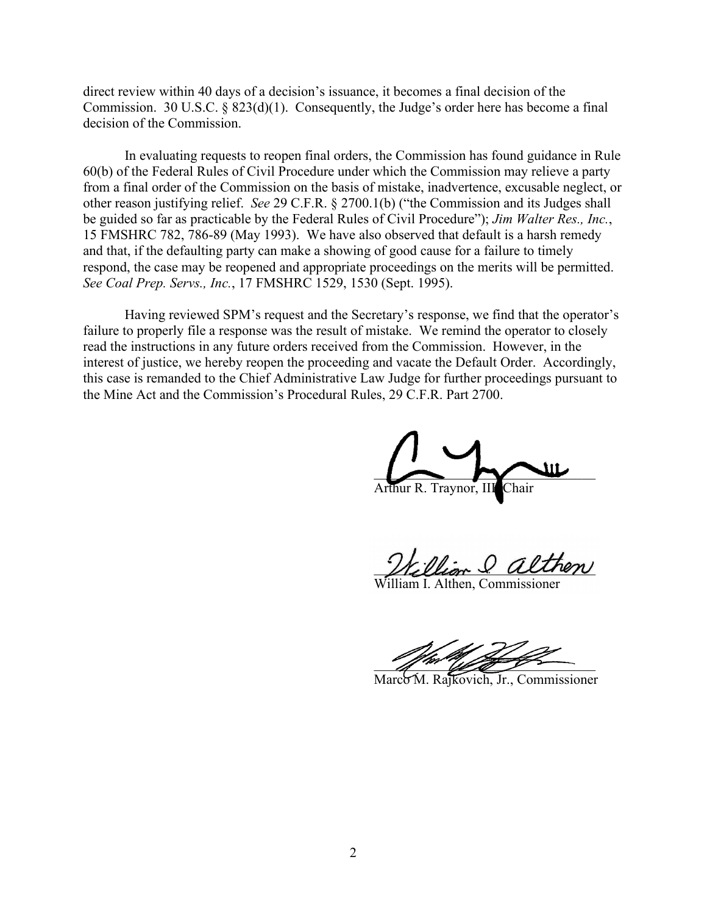direct review within 40 days of a decision's issuance, it becomes a final decision of the Commission. 30 U.S.C. § 823(d)(1). Consequently, the Judge's order here has become a final decision of the Commission.

In evaluating requests to reopen final orders, the Commission has found guidance in Rule 60(b) of the Federal Rules of Civil Procedure under which the Commission may relieve a party from a final order of the Commission on the basis of mistake, inadvertence, excusable neglect, or other reason justifying relief. *See* 29 C.F.R. § 2700.1(b) ("the Commission and its Judges shall be guided so far as practicable by the Federal Rules of Civil Procedure"); *Jim Walter Res., Inc.*, 15 FMSHRC 782, 786-89 (May 1993). We have also observed that default is a harsh remedy and that, if the defaulting party can make a showing of good cause for a failure to timely respond, the case may be reopened and appropriate proceedings on the merits will be permitted. *See Coal Prep. Servs., Inc.*, 17 FMSHRC 1529, 1530 (Sept. 1995).

Having reviewed SPM's request and the Secretary's response, we find that the operator's failure to properly file a response was the result of mistake. We remind the operator to closely read the instructions in any future orders received from the Commission. However, in the interest of justice, we hereby reopen the proceeding and vacate the Default Order. Accordingly, this case is remanded to the Chief Administrative Law Judge for further proceedings pursuant to the Mine Act and the Commission's Procedural Rules, 29 C.F.R. Part 2700.

Arthur R. Traynor, III, Chair

William I. Althen, Commissioner

Marco M. Rajkovich, Jr., Commissioner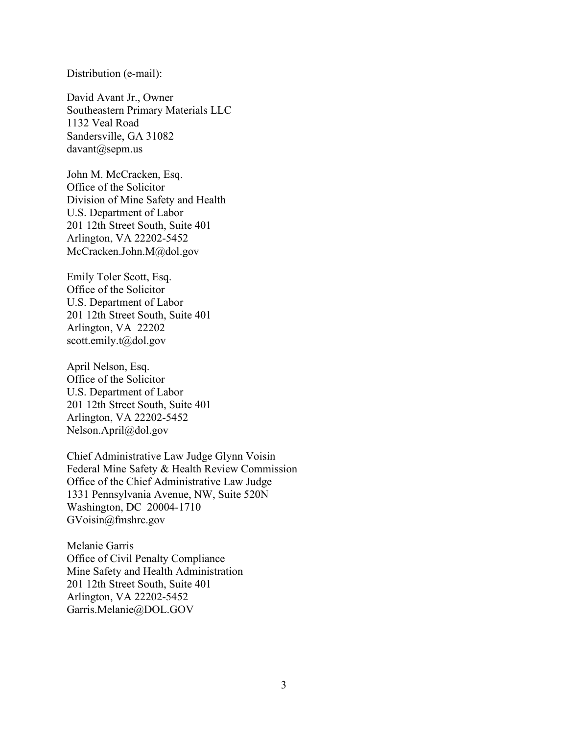Distribution (e-mail):

David Avant Jr., Owner
Southeastern Primary Materials LLC
1132 Veal Road
Sandersville, GA 31082
davant@sepm.us

John M. McCracken, Esq.
Office of the Solicitor
Division of Mine Safety and Health
U.S. Department of Labor
201 12th Street South, Suite 401
Arlington, VA 22202-5452
McCracken.John.M@dol.gov

Emily Toler Scott, Esq.
Office of the Solicitor
U.S. Department of Labor
201 12th Street South, Suite 401
Arlington, VA 22202
scott.emily.t@dol.gov

April Nelson, Esq.
Office of the Solicitor
U.S. Department of Labor
201 12th Street South, Suite 401
Arlington, VA 22202-5452
Nelson.April@dol.gov

Chief Administrative Law Judge Glynn Voisin
Federal Mine Safety & Health Review Commission
Office of the Chief Administrative Law Judge
1331 Pennsylvania Avenue, NW, Suite 520N
Washington, DC 20004-1710
GVoisin@fmshrc.gov

Melanie Garris
Office of Civil Penalty Compliance
Mine Safety and Health Administration
201 12th Street South, Suite 401
Arlington, VA 22202-5452
Garris.Melanie@DOL.GOV